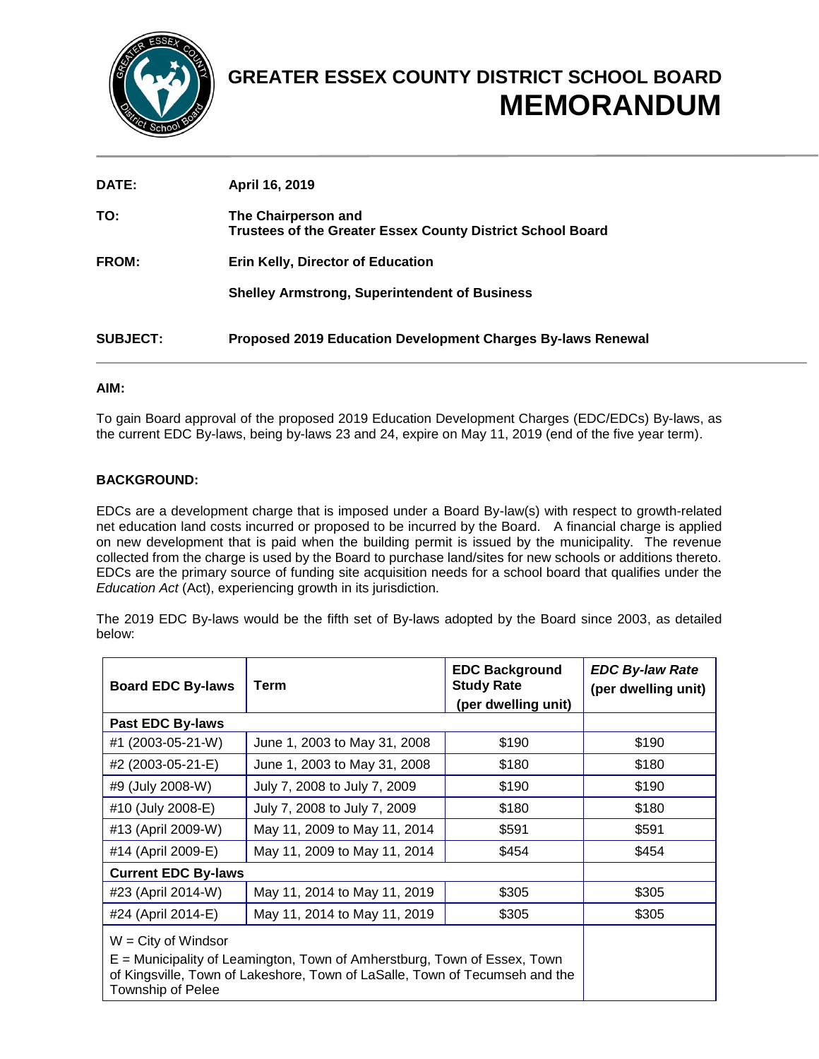# GREATER ESSEX COUNTY DISTRICT SCHOOL BOARD
# MEMORANDUM

**DATE:** April 16, 2019

**TO:** The Chairperson and
Trustees of the Greater Essex County District School Board

**FROM:** Erin Kelly, Director of Education

Shelley Armstrong, Superintendent of Business

**SUBJECT:** Proposed 2019 Education Development Charges By-laws Renewal

**AIM:**

To gain Board approval of the proposed 2019 Education Development Charges (EDC/EDCs) By-laws, as the current EDC By-laws, being by-laws 23 and 24, expire on May 11, 2019 (end of the five year term).

**BACKGROUND:**

EDCs are a development charge that is imposed under a Board By-law(s) with respect to growth-related net education land costs incurred or proposed to be incurred by the Board. A financial charge is applied on new development that is paid when the building permit is issued by the municipality. The revenue collected from the charge is used by the Board to purchase land/sites for new schools or additions thereto. EDCs are the primary source of funding site acquisition needs for a school board that qualifies under the *Education Act* (Act), experiencing growth in its jurisdiction.

The 2019 EDC By-laws would be the fifth set of By-laws adopted by the Board since 2003, as detailed below:

| Board EDC By-laws | Term | EDC Background Study Rate (per dwelling unit) | *EDC By-law Rate* (per dwelling unit) |
|---|---|---|---|
| **Past EDC By-laws** | | | |
| #1 (2003-05-21-W) | June 1, 2003 to May 31, 2008 | $190 | $190 |
| #2 (2003-05-21-E) | June 1, 2003 to May 31, 2008 | $180 | $180 |
| #9 (July 2008-W) | July 7, 2008 to July 7, 2009 | $190 | $190 |
| #10 (July 2008-E) | July 7, 2008 to July 7, 2009 | $180 | $180 |
| #13 (April 2009-W) | May 11, 2009 to May 11, 2014 | $591 | $591 |
| #14 (April 2009-E) | May 11, 2009 to May 11, 2014 | $454 | $454 |
| **Current EDC By-laws** | | | |
| #23 (April 2014-W) | May 11, 2014 to May 11, 2019 | $305 | $305 |
| #24 (April 2014-E) | May 11, 2014 to May 11, 2019 | $305 | $305 |
| W = City of Windsor<br>E = Municipality of Leamington, Town of Amherstburg, Town of Essex, Town of Kingsville, Town of Lakeshore, Town of LaSalle, Town of Tecumseh and the Township of Pelee | | | |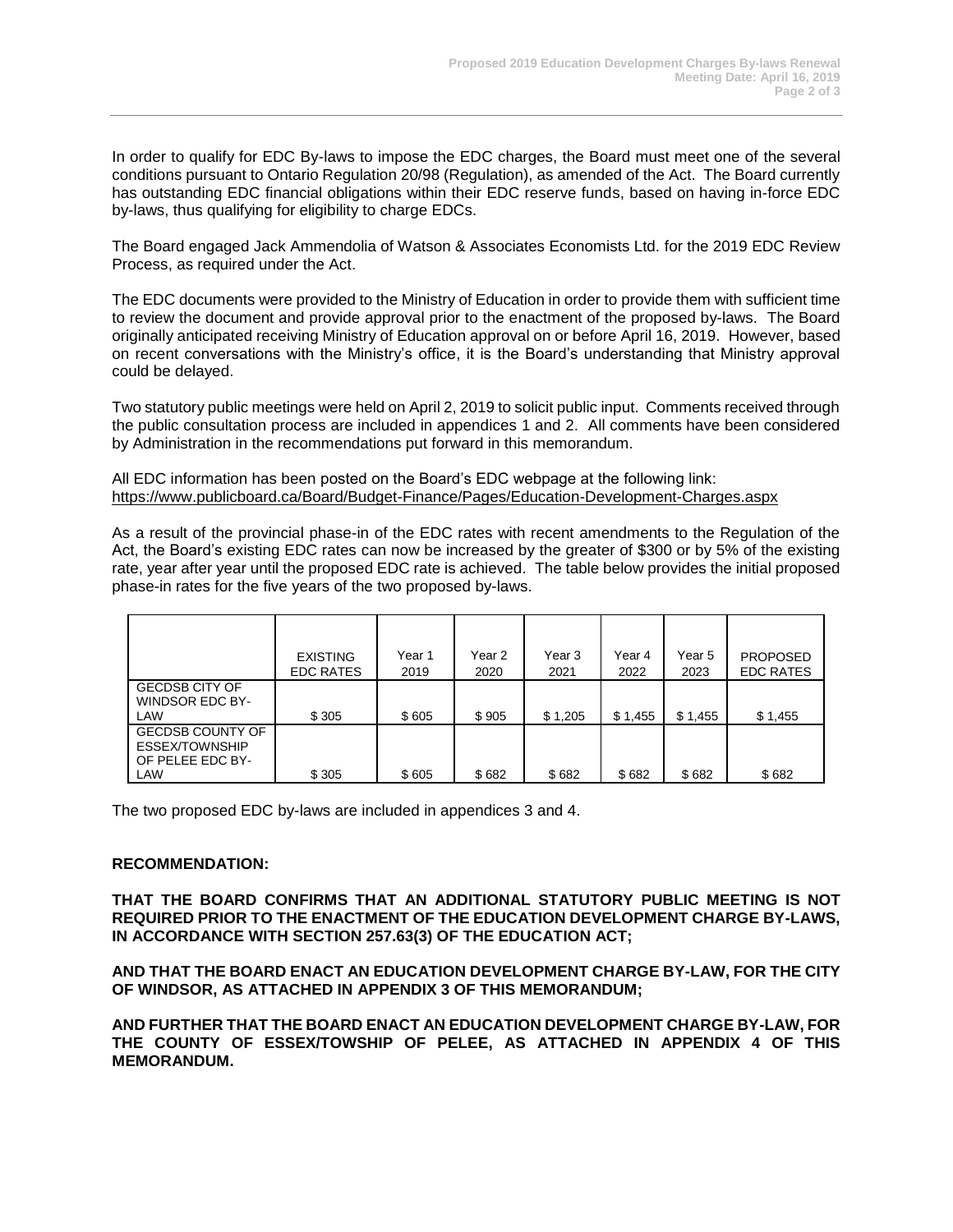In order to qualify for EDC By-laws to impose the EDC charges, the Board must meet one of the several conditions pursuant to Ontario Regulation 20/98 (Regulation), as amended of the Act. The Board currently has outstanding EDC financial obligations within their EDC reserve funds, based on having in-force EDC by-laws, thus qualifying for eligibility to charge EDCs.

The Board engaged Jack Ammendolia of Watson & Associates Economists Ltd. for the 2019 EDC Review Process, as required under the Act.

The EDC documents were provided to the Ministry of Education in order to provide them with sufficient time to review the document and provide approval prior to the enactment of the proposed by-laws. The Board originally anticipated receiving Ministry of Education approval on or before April 16, 2019. However, based on recent conversations with the Ministry's office, it is the Board's understanding that Ministry approval could be delayed.

Two statutory public meetings were held on April 2, 2019 to solicit public input. Comments received through the public consultation process are included in appendices 1 and 2. All comments have been considered by Administration in the recommendations put forward in this memorandum.

All EDC information has been posted on the Board's EDC webpage at the following link:
https://www.publicboard.ca/Board/Budget-Finance/Pages/Education-Development-Charges.aspx

As a result of the provincial phase-in of the EDC rates with recent amendments to the Regulation of the Act, the Board's existing EDC rates can now be increased by the greater of $300 or by 5% of the existing rate, year after year until the proposed EDC rate is achieved. The table below provides the initial proposed phase-in rates for the five years of the two proposed by-laws.

| | EXISTING EDC RATES | Year 1 2019 | Year 2 2020 | Year 3 2021 | Year 4 2022 | Year 5 2023 | PROPOSED EDC RATES |
|---|---|---|---|---|---|---|---|
| GECDSB CITY OF WINDSOR EDC BY-LAW | $ 305 | $ 605 | $ 905 | $ 1,205 | $ 1,455 | $ 1,455 | $ 1,455 |
| GECDSB COUNTY OF ESSEX/TOWNSHIP OF PELEE EDC BY-LAW | $ 305 | $ 605 | $ 682 | $ 682 | $ 682 | $ 682 | $ 682 |

The two proposed EDC by-laws are included in appendices 3 and 4.

**RECOMMENDATION:**

**THAT THE BOARD CONFIRMS THAT AN ADDITIONAL STATUTORY PUBLIC MEETING IS NOT REQUIRED PRIOR TO THE ENACTMENT OF THE EDUCATION DEVELOPMENT CHARGE BY-LAWS, IN ACCORDANCE WITH SECTION 257.63(3) OF THE EDUCATION ACT;**

**AND THAT THE BOARD ENACT AN EDUCATION DEVELOPMENT CHARGE BY-LAW, FOR THE CITY OF WINDSOR, AS ATTACHED IN APPENDIX 3 OF THIS MEMORANDUM;**

**AND FURTHER THAT THE BOARD ENACT AN EDUCATION DEVELOPMENT CHARGE BY-LAW, FOR THE COUNTY OF ESSEX/TOWSHIP OF PELEE, AS ATTACHED IN APPENDIX 4 OF THIS MEMORANDUM.**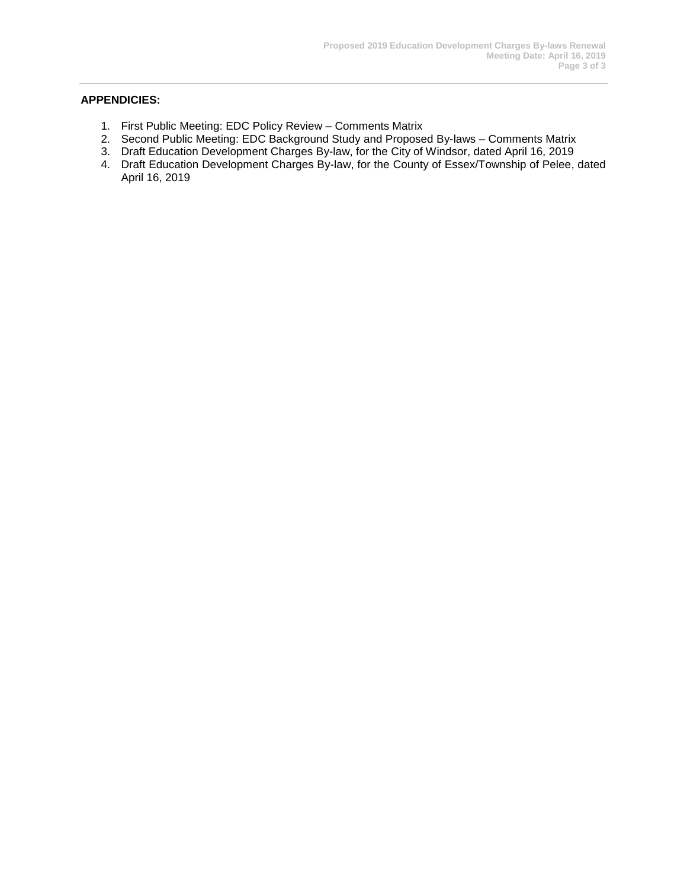**APPENDICIES:**

1. First Public Meeting: EDC Policy Review – Comments Matrix
2. Second Public Meeting: EDC Background Study and Proposed By-laws – Comments Matrix
3. Draft Education Development Charges By-law, for the City of Windsor, dated April 16, 2019
4. Draft Education Development Charges By-law, for the County of Essex/Township of Pelee, dated April 16, 2019